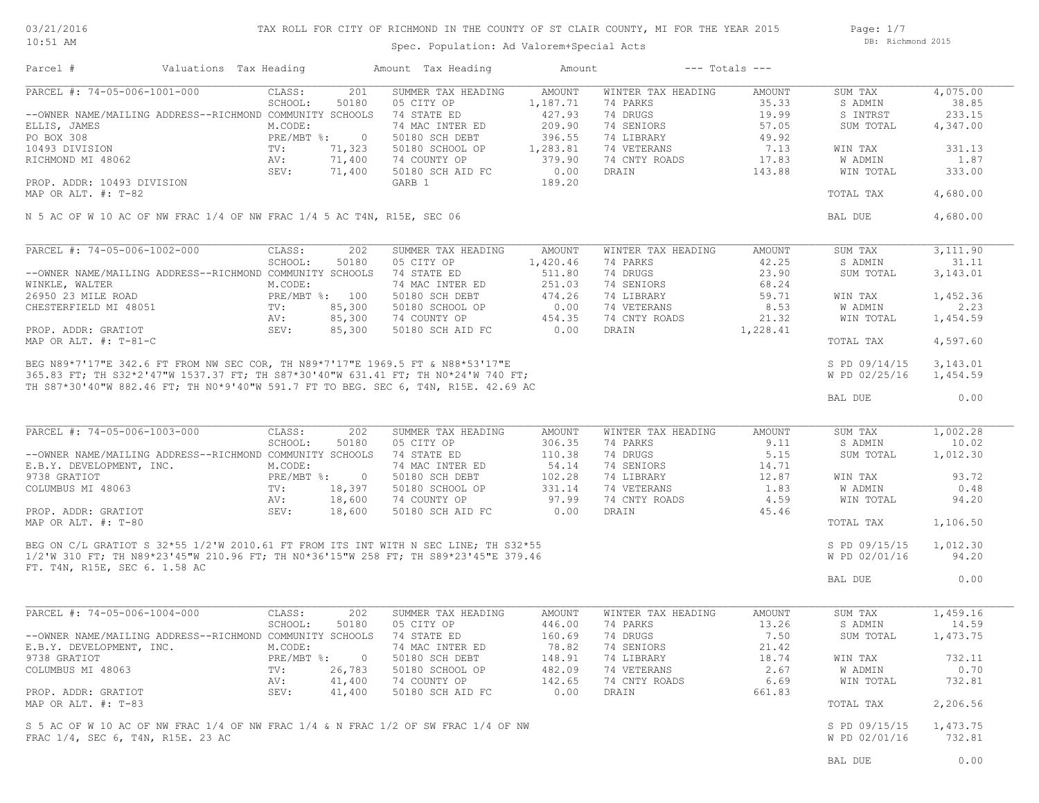TAX ROLL FOR CITY OF RICHMOND IN THE COUNTY OF ST CLAIR COUNTY, MI FOR THE YEAR 2015

Spec. Population: Ad Valorem+Special Acts

03/21/2016 10:51 AM — DB: Richmond 2015

| Parcel # | Valuations | Tax Heading | Amount | Tax Heading | Amount | --- Totals --- | |
|---|---|---|---|---|---|---|---|

## PARCEL #: 74-05-006-1001-000

| | | SUMMER TAX HEADING | AMOUNT | WINTER TAX HEADING | AMOUNT | | |
|---|---|---|---|---|---|---|---|
| CLASS: | 201 | | | | | SUM TAX | 4,075.00 |
| SCHOOL: | 50180 | 05 CITY OP | 1,187.71 | 74 PARKS | 35.33 | S ADMIN | 38.85 |
| --OWNER NAME/MAILING ADDRESS--RICHMOND COMMUNITY SCHOOLS | | 74 STATE ED | 427.93 | 74 DRUGS | 19.99 | S INTRST | 233.15 |
| ELLIS, JAMES / M.CODE: | | 74 MAC INTER ED | 209.90 | 74 SENIORS | 57.05 | SUM TOTAL | 4,347.00 |
| PO BOX 308 / PRE/MBT %: | 0 | 50180 SCH DEBT | 396.55 | 74 LIBRARY | 49.92 | | |
| 10493 DIVISION / TV: | 71,323 | 50180 SCHOOL OP | 1,283.81 | 74 VETERANS | 7.13 | WIN TAX | 331.13 |
| RICHMOND MI 48062 / AV: | 71,400 | 74 COUNTY OP | 379.90 | 74 CNTY ROADS | 17.83 | W ADMIN | 1.87 |
| SEV: | 71,400 | 50180 SCH AID FC | 0.00 | DRAIN | 143.88 | WIN TOTAL | 333.00 |
| PROP. ADDR: 10493 DIVISION | | GARB 1 | 189.20 | | | | |
| MAP OR ALT. #: T-82 | | | | | | TOTAL TAX | 4,680.00 |

N 5 AC OF W 10 AC OF NW FRAC 1/4 OF NW FRAC 1/4 5 AC T4N, R15E, SEC 06

BAL DUE 4,680.00

## PARCEL #: 74-05-006-1002-000

| | | SUMMER TAX HEADING | AMOUNT | WINTER TAX HEADING | AMOUNT | | |
|---|---|---|---|---|---|---|---|
| CLASS: | 202 | | | | | SUM TAX | 3,111.90 |
| SCHOOL: | 50180 | 05 CITY OP | 1,420.46 | 74 PARKS | 42.25 | S ADMIN | 31.11 |
| --OWNER NAME/MAILING ADDRESS--RICHMOND COMMUNITY SCHOOLS | | 74 STATE ED | 511.80 | 74 DRUGS | 23.90 | SUM TOTAL | 3,143.01 |
| WINKLE, WALTER / M.CODE: | | 74 MAC INTER ED | 251.03 | 74 SENIORS | 68.24 | | |
| 26950 23 MILE ROAD / PRE/MBT %: | 100 | 50180 SCH DEBT | 474.26 | 74 LIBRARY | 59.71 | WIN TAX | 1,452.36 |
| CHESTERFIELD MI 48051 / TV: | 85,300 | 50180 SCHOOL OP | 0.00 | 74 VETERANS | 8.53 | W ADMIN | 2.23 |
| AV: | 85,300 | 74 COUNTY OP | 454.35 | 74 CNTY ROADS | 21.32 | WIN TOTAL | 1,454.59 |
| PROP. ADDR: GRATIOT / SEV: | 85,300 | 50180 SCH AID FC | 0.00 | DRAIN | 1,228.41 | | |
| MAP OR ALT. #: T-81-C | | | | | | TOTAL TAX | 4,597.60 |

BEG N89*7'17"E 342.6 FT FROM NW SEC COR, TH N89*7'17"E 1969.5 FT & N88*53'17"E 365.83 FT; TH S32*2'47"W 1537.37 FT; TH S87*30'40"W 631.41 FT; TH N0*24'W 740 FT; TH S87*30'40"W 882.46 FT; TH N0*9'40"W 591.7 FT TO BEG. SEC 6, T4N, R15E. 42.69 AC

S PD 09/14/15 3,143.01
W PD 02/25/16 1,454.59

BAL DUE 0.00

## PARCEL #: 74-05-006-1003-000

| | | SUMMER TAX HEADING | AMOUNT | WINTER TAX HEADING | AMOUNT | | |
|---|---|---|---|---|---|---|---|
| CLASS: | 202 | | | | | SUM TAX | 1,002.28 |
| SCHOOL: | 50180 | 05 CITY OP | 306.35 | 74 PARKS | 9.11 | S ADMIN | 10.02 |
| --OWNER NAME/MAILING ADDRESS--RICHMOND COMMUNITY SCHOOLS | | 74 STATE ED | 110.38 | 74 DRUGS | 5.15 | SUM TOTAL | 1,012.30 |
| E.B.Y. DEVELOPMENT, INC. / M.CODE: | | 74 MAC INTER ED | 54.14 | 74 SENIORS | 14.71 | | |
| 9738 GRATIOT / PRE/MBT %: | 0 | 50180 SCH DEBT | 102.28 | 74 LIBRARY | 12.87 | WIN TAX | 93.72 |
| COLUMBUS MI 48063 / TV: | 18,397 | 50180 SCHOOL OP | 331.14 | 74 VETERANS | 1.83 | W ADMIN | 0.48 |
| AV: | 18,600 | 74 COUNTY OP | 97.99 | 74 CNTY ROADS | 4.59 | WIN TOTAL | 94.20 |
| PROP. ADDR: GRATIOT / SEV: | 18,600 | 50180 SCH AID FC | 0.00 | DRAIN | 45.46 | | |
| MAP OR ALT. #: T-80 | | | | | | TOTAL TAX | 1,106.50 |

BEG ON C/L GRATIOT S 32*55 1/2'W 2010.61 FT FROM ITS INT WITH N SEC LINE; TH S32*55 1/2'W 310 FT; TH N89*23'45"W 210.96 FT; TH N0*36'15"W 258 FT; TH S89*23'45"E 379.46 FT. T4N, R15E, SEC 6. 1.58 AC

S PD 09/15/15 1,012.30
W PD 02/01/16 94.20

BAL DUE 0.00

## PARCEL #: 74-05-006-1004-000

| | | SUMMER TAX HEADING | AMOUNT | WINTER TAX HEADING | AMOUNT | | |
|---|---|---|---|---|---|---|---|
| CLASS: | 202 | | | | | SUM TAX | 1,459.16 |
| SCHOOL: | 50180 | 05 CITY OP | 446.00 | 74 PARKS | 13.26 | S ADMIN | 14.59 |
| --OWNER NAME/MAILING ADDRESS--RICHMOND COMMUNITY SCHOOLS | | 74 STATE ED | 160.69 | 74 DRUGS | 7.50 | SUM TOTAL | 1,473.75 |
| E.B.Y. DEVELOPMENT, INC. / M.CODE: | | 74 MAC INTER ED | 78.82 | 74 SENIORS | 21.42 | | |
| 9738 GRATIOT / PRE/MBT %: | 0 | 50180 SCH DEBT | 148.91 | 74 LIBRARY | 18.74 | WIN TAX | 732.11 |
| COLUMBUS MI 48063 / TV: | 26,783 | 50180 SCHOOL OP | 482.09 | 74 VETERANS | 2.67 | W ADMIN | 0.70 |
| AV: | 41,400 | 74 COUNTY OP | 142.65 | 74 CNTY ROADS | 6.69 | WIN TOTAL | 732.81 |
| PROP. ADDR: GRATIOT / SEV: | 41,400 | 50180 SCH AID FC | 0.00 | DRAIN | 661.83 | | |
| MAP OR ALT. #: T-83 | | | | | | TOTAL TAX | 2,206.56 |

S 5 AC OF W 10 AC OF NW FRAC 1/4 OF NW FRAC 1/4 & N FRAC 1/2 OF SW FRAC 1/4 OF NW FRAC 1/4, SEC 6, T4N, R15E. 23 AC

S PD 09/15/15 1,473.75
W PD 02/01/16 732.81

BAL DUE 0.00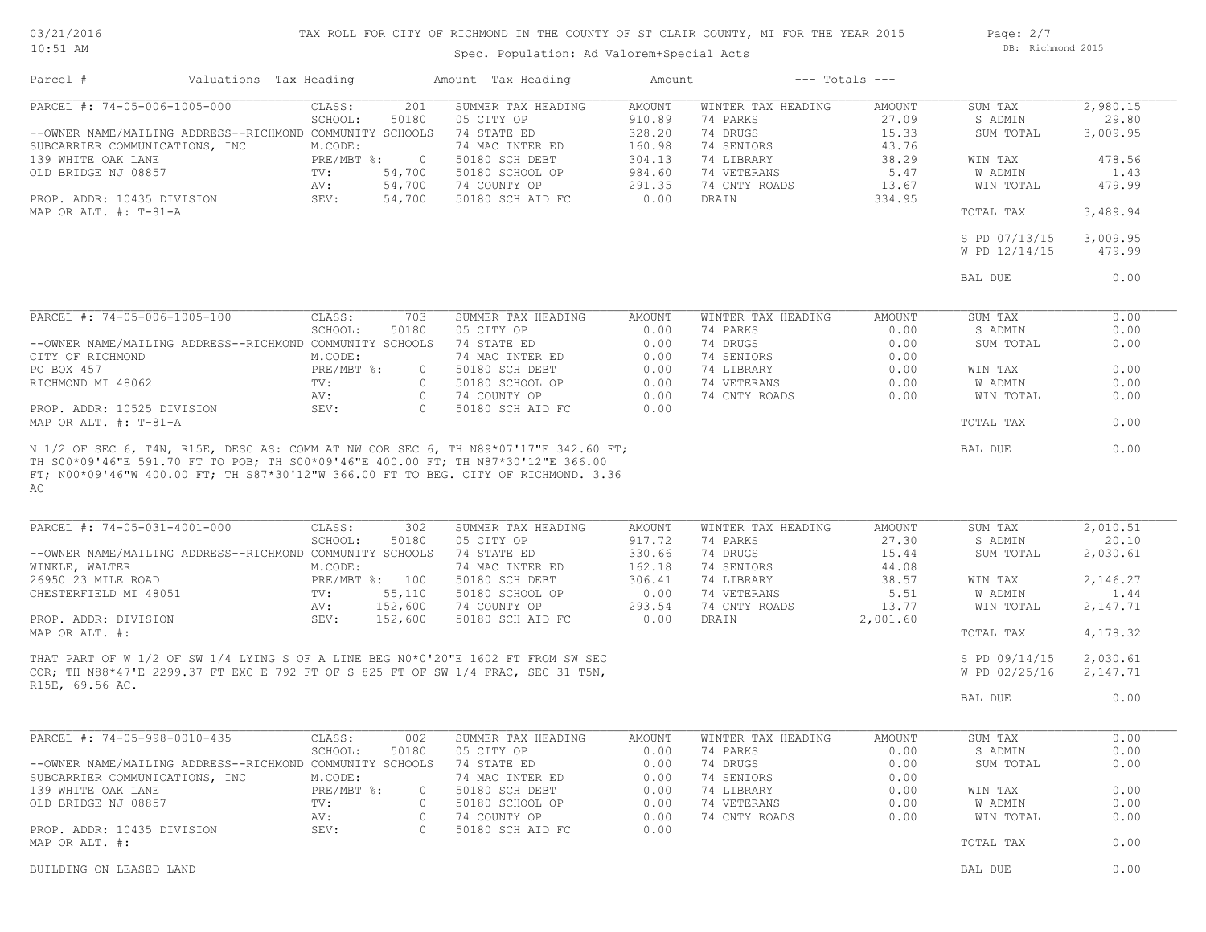TAX ROLL FOR CITY OF RICHMOND IN THE COUNTY OF ST CLAIR COUNTY, MI FOR THE YEAR 2015

Spec. Population: Ad Valorem+Special Acts

| Parcel # | Valuations | | Tax Heading | Amount | Tax Heading | Amount | --- Totals --- | |
|---|---|---|---|---|---|---|---|---|
| PARCEL #: 74-05-006-1005-000 | CLASS: | 201 | SUMMER TAX HEADING | AMOUNT | WINTER TAX HEADING | AMOUNT | SUM TAX | 2,980.15 |
| | SCHOOL: | 50180 | 05 CITY OP | 910.89 | 74 PARKS | 27.09 | S ADMIN | 29.80 |
| --OWNER NAME/MAILING ADDRESS--RICHMOND COMMUNITY SCHOOLS | | | 74 STATE ED | 328.20 | 74 DRUGS | 15.33 | SUM TOTAL | 3,009.95 |
| SUBCARRIER COMMUNICATIONS, INC | M.CODE: | | 74 MAC INTER ED | 160.98 | 74 SENIORS | 43.76 | | |
| 139 WHITE OAK LANE | PRE/MBT %: | 0 | 50180 SCH DEBT | 304.13 | 74 LIBRARY | 38.29 | WIN TAX | 478.56 |
| OLD BRIDGE NJ 08857 | TV: | 54,700 | 50180 SCHOOL OP | 984.60 | 74 VETERANS | 5.47 | W ADMIN | 1.43 |
| | AV: | 54,700 | 74 COUNTY OP | 291.35 | 74 CNTY ROADS | 13.67 | WIN TOTAL | 479.99 |
| PROP. ADDR: 10435 DIVISION | SEV: | 54,700 | 50180 SCH AID FC | 0.00 | DRAIN | 334.95 | | |
| MAP OR ALT. #: T-81-A | | | | | | | TOTAL TAX | 3,489.94 |
| | | | | | | | S PD 07/13/15 | 3,009.95 |
| | | | | | | | W PD 12/14/15 | 479.99 |
| | | | | | | | BAL DUE | 0.00 |

| Parcel # | Valuations | | Tax Heading | Amount | Tax Heading | Amount | --- Totals --- | |
|---|---|---|---|---|---|---|---|---|
| PARCEL #: 74-05-006-1005-100 | CLASS: | 703 | SUMMER TAX HEADING | AMOUNT | WINTER TAX HEADING | AMOUNT | SUM TAX | 0.00 |
| | SCHOOL: | 50180 | 05 CITY OP | 0.00 | 74 PARKS | 0.00 | S ADMIN | 0.00 |
| --OWNER NAME/MAILING ADDRESS--RICHMOND COMMUNITY SCHOOLS | | | 74 STATE ED | 0.00 | 74 DRUGS | 0.00 | SUM TOTAL | 0.00 |
| CITY OF RICHMOND | M.CODE: | | 74 MAC INTER ED | 0.00 | 74 SENIORS | 0.00 | | |
| PO BOX 457 | PRE/MBT %: | 0 | 50180 SCH DEBT | 0.00 | 74 LIBRARY | 0.00 | WIN TAX | 0.00 |
| RICHMOND MI 48062 | TV: | 0 | 50180 SCHOOL OP | 0.00 | 74 VETERANS | 0.00 | W ADMIN | 0.00 |
| | AV: | 0 | 74 COUNTY OP | 0.00 | 74 CNTY ROADS | 0.00 | WIN TOTAL | 0.00 |
| PROP. ADDR: 10525 DIVISION | SEV: | 0 | 50180 SCH AID FC | 0.00 | | | | |
| MAP OR ALT. #: T-81-A | | | | | | | TOTAL TAX | 0.00 |
| | | | | | | | BAL DUE | 0.00 |

N 1/2 OF SEC 6, T4N, R15E, DESC AS: COMM AT NW COR SEC 6, TH N89*07'17"E 342.60 FT; TH S00*09'46"E 591.70 FT TO POB; TH S00*09'46"E 400.00 FT; TH N87*30'12"E 366.00 FT; N00*09'46"W 400.00 FT; TH S87*30'12"W 366.00 FT TO BEG. CITY OF RICHMOND. 3.36 AC

| Parcel # | Valuations | | Tax Heading | Amount | Tax Heading | Amount | --- Totals --- | |
|---|---|---|---|---|---|---|---|---|
| PARCEL #: 74-05-031-4001-000 | CLASS: | 302 | SUMMER TAX HEADING | AMOUNT | WINTER TAX HEADING | AMOUNT | SUM TAX | 2,010.51 |
| | SCHOOL: | 50180 | 05 CITY OP | 917.72 | 74 PARKS | 27.30 | S ADMIN | 20.10 |
| --OWNER NAME/MAILING ADDRESS--RICHMOND COMMUNITY SCHOOLS | | | 74 STATE ED | 330.66 | 74 DRUGS | 15.44 | SUM TOTAL | 2,030.61 |
| WINKLE, WALTER | M.CODE: | | 74 MAC INTER ED | 162.18 | 74 SENIORS | 44.08 | | |
| 26950 23 MILE ROAD | PRE/MBT %: | 100 | 50180 SCH DEBT | 306.41 | 74 LIBRARY | 38.57 | WIN TAX | 2,146.27 |
| CHESTERFIELD MI 48051 | TV: | 55,110 | 50180 SCHOOL OP | 0.00 | 74 VETERANS | 5.51 | W ADMIN | 1.44 |
| | AV: | 152,600 | 74 COUNTY OP | 293.54 | 74 CNTY ROADS | 13.77 | WIN TOTAL | 2,147.71 |
| PROP. ADDR: DIVISION | SEV: | 152,600 | 50180 SCH AID FC | 0.00 | DRAIN | 2,001.60 | | |
| MAP OR ALT. #: | | | | | | | TOTAL TAX | 4,178.32 |
| | | | | | | | S PD 09/14/15 | 2,030.61 |
| | | | | | | | W PD 02/25/16 | 2,147.71 |
| | | | | | | | BAL DUE | 0.00 |

THAT PART OF W 1/2 OF SW 1/4 LYING S OF A LINE BEG N0*0'20"E 1602 FT FROM SW SEC COR; TH N88*47'E 2299.37 FT EXC E 792 FT OF S 825 FT OF SW 1/4 FRAC, SEC 31 T5N, R15E, 69.56 AC.

| Parcel # | Valuations | | Tax Heading | Amount | Tax Heading | Amount | --- Totals --- | |
|---|---|---|---|---|---|---|---|---|
| PARCEL #: 74-05-998-0010-435 | CLASS: | 002 | SUMMER TAX HEADING | AMOUNT | WINTER TAX HEADING | AMOUNT | SUM TAX | 0.00 |
| | SCHOOL: | 50180 | 05 CITY OP | 0.00 | 74 PARKS | 0.00 | S ADMIN | 0.00 |
| --OWNER NAME/MAILING ADDRESS--RICHMOND COMMUNITY SCHOOLS | | | 74 STATE ED | 0.00 | 74 DRUGS | 0.00 | SUM TOTAL | 0.00 |
| SUBCARRIER COMMUNICATIONS, INC | M.CODE: | | 74 MAC INTER ED | 0.00 | 74 SENIORS | 0.00 | | |
| 139 WHITE OAK LANE | PRE/MBT %: | 0 | 50180 SCH DEBT | 0.00 | 74 LIBRARY | 0.00 | WIN TAX | 0.00 |
| OLD BRIDGE NJ 08857 | TV: | 0 | 50180 SCHOOL OP | 0.00 | 74 VETERANS | 0.00 | W ADMIN | 0.00 |
| | AV: | 0 | 74 COUNTY OP | 0.00 | 74 CNTY ROADS | 0.00 | WIN TOTAL | 0.00 |
| PROP. ADDR: 10435 DIVISION | SEV: | 0 | 50180 SCH AID FC | 0.00 | | | | |
| MAP OR ALT. #: | | | | | | | TOTAL TAX | 0.00 |
| | | | | | | | BAL DUE | 0.00 |

BUILDING ON LEASED LAND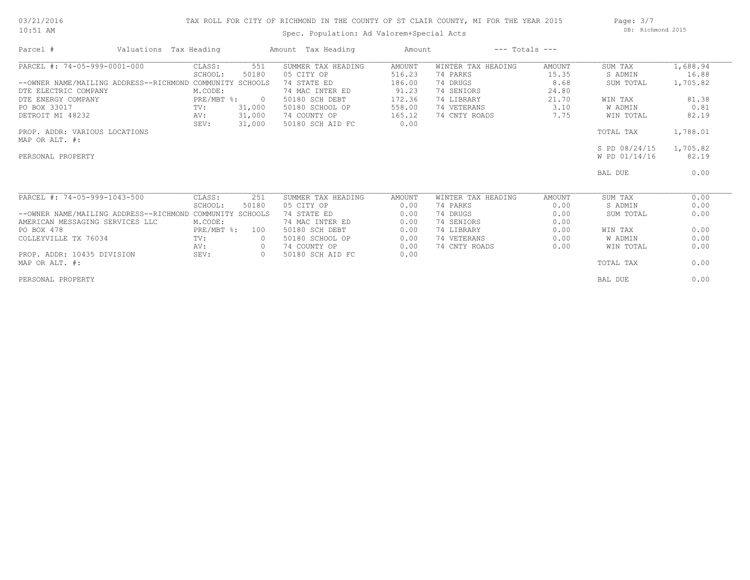TAX ROLL FOR CITY OF RICHMOND IN THE COUNTY OF ST CLAIR COUNTY, MI FOR THE YEAR 2015

Spec. Population: Ad Valorem+Special Acts

03/21/2016
10:51 AM

DB: Richmond 2015

| Parcel # | Valuations | Tax Heading | Amount | Tax Heading | Amount | --- Totals --- | |
|---|---|---|---|---|---|---|---|
| PARCEL #: 74-05-999-0001-000 | CLASS: 551 | SUMMER TAX HEADING | AMOUNT | WINTER TAX HEADING | AMOUNT | SUM TAX | 1,688.94 |
| | SCHOOL: 50180 | 05 CITY OP | 516.23 | 74 PARKS | 15.35 | S ADMIN | 16.88 |
| --OWNER NAME/MAILING ADDRESS--RICHMOND COMMUNITY SCHOOLS | | 74 STATE ED | 186.00 | 74 DRUGS | 8.68 | SUM TOTAL | 1,705.82 |
| DTE ELECTRIC COMPANY | M.CODE: | 74 MAC INTER ED | 91.23 | 74 SENIORS | 24.80 | | |
| DTE ENERGY COMPANY | PRE/MBT %: 0 | 50180 SCH DEBT | 172.36 | 74 LIBRARY | 21.70 | WIN TAX | 81.38 |
| PO BOX 33017 | TV: 31,000 | 50180 SCHOOL OP | 558.00 | 74 VETERANS | 3.10 | W ADMIN | 0.81 |
| DETROIT MI 48232 | AV: 31,000 | 74 COUNTY OP | 165.12 | 74 CNTY ROADS | 7.75 | WIN TOTAL | 82.19 |
| | SEV: 31,000 | 50180 SCH AID FC | 0.00 | | | | |
| PROP. ADDR: VARIOUS LOCATIONS | | | | | | TOTAL TAX | 1,788.01 |
| MAP OR ALT. #: | | | | | | | |
| | | | | | | S PD 08/24/15 | 1,705.82 |
| PERSONAL PROPERTY | | | | | | W PD 01/14/16 | 82.19 |
| | | | | | | BAL DUE | 0.00 |
| PARCEL #: 74-05-999-1043-500 | CLASS: 251 | SUMMER TAX HEADING | AMOUNT | WINTER TAX HEADING | AMOUNT | SUM TAX | 0.00 |
| | SCHOOL: 50180 | 05 CITY OP | 0.00 | 74 PARKS | 0.00 | S ADMIN | 0.00 |
| --OWNER NAME/MAILING ADDRESS--RICHMOND COMMUNITY SCHOOLS | | 74 STATE ED | 0.00 | 74 DRUGS | 0.00 | SUM TOTAL | 0.00 |
| AMERICAN MESSAGING SERVICES LLC | M.CODE: | 74 MAC INTER ED | 0.00 | 74 SENIORS | 0.00 | | |
| PO BOX 478 | PRE/MBT %: 100 | 50180 SCH DEBT | 0.00 | 74 LIBRARY | 0.00 | WIN TAX | 0.00 |
| COLLEYVILLE TX 76034 | TV: 0 | 50180 SCHOOL OP | 0.00 | 74 VETERANS | 0.00 | W ADMIN | 0.00 |
| | AV: 0 | 74 COUNTY OP | 0.00 | 74 CNTY ROADS | 0.00 | WIN TOTAL | 0.00 |
| PROP. ADDR: 10435 DIVISION | SEV: 0 | 50180 SCH AID FC | 0.00 | | | | |
| MAP OR ALT. #: | | | | | | TOTAL TAX | 0.00 |
| PERSONAL PROPERTY | | | | | | BAL DUE | 0.00 |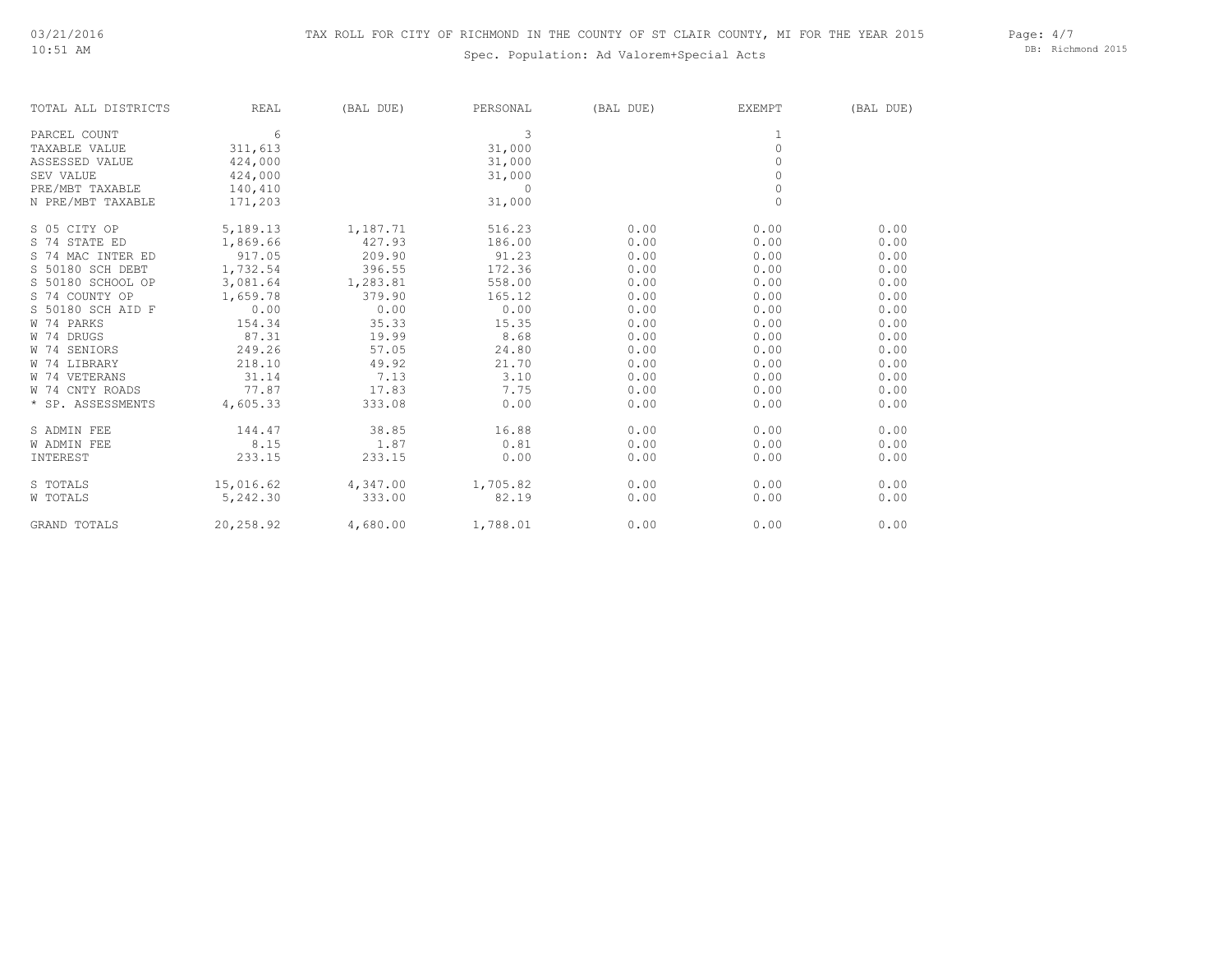# TAX ROLL FOR CITY OF RICHMOND IN THE COUNTY OF ST CLAIR COUNTY, MI FOR THE YEAR 2015

Spec. Population: Ad Valorem+Special Acts

| TOTAL ALL DISTRICTS | REAL | (BAL DUE) | PERSONAL | (BAL DUE) | EXEMPT | (BAL DUE) |
|---|---|---|---|---|---|---|
| PARCEL COUNT | 6 | | 3 | | 1 | |
| TAXABLE VALUE | 311,613 | | 31,000 | | 0 | |
| ASSESSED VALUE | 424,000 | | 31,000 | | 0 | |
| SEV VALUE | 424,000 | | 31,000 | | 0 | |
| PRE/MBT TAXABLE | 140,410 | | 0 | | 0 | |
| N PRE/MBT TAXABLE | 171,203 | | 31,000 | | 0 | |
| S 05 CITY OP | 5,189.13 | 1,187.71 | 516.23 | 0.00 | 0.00 | 0.00 |
| S 74 STATE ED | 1,869.66 | 427.93 | 186.00 | 0.00 | 0.00 | 0.00 |
| S 74 MAC INTER ED | 917.05 | 209.90 | 91.23 | 0.00 | 0.00 | 0.00 |
| S 50180 SCH DEBT | 1,732.54 | 396.55 | 172.36 | 0.00 | 0.00 | 0.00 |
| S 50180 SCHOOL OP | 3,081.64 | 1,283.81 | 558.00 | 0.00 | 0.00 | 0.00 |
| S 74 COUNTY OP | 1,659.78 | 379.90 | 165.12 | 0.00 | 0.00 | 0.00 |
| S 50180 SCH AID F | 0.00 | 0.00 | 0.00 | 0.00 | 0.00 | 0.00 |
| W 74 PARKS | 154.34 | 35.33 | 15.35 | 0.00 | 0.00 | 0.00 |
| W 74 DRUGS | 87.31 | 19.99 | 8.68 | 0.00 | 0.00 | 0.00 |
| W 74 SENIORS | 249.26 | 57.05 | 24.80 | 0.00 | 0.00 | 0.00 |
| W 74 LIBRARY | 218.10 | 49.92 | 21.70 | 0.00 | 0.00 | 0.00 |
| W 74 VETERANS | 31.14 | 7.13 | 3.10 | 0.00 | 0.00 | 0.00 |
| W 74 CNTY ROADS | 77.87 | 17.83 | 7.75 | 0.00 | 0.00 | 0.00 |
| * SP. ASSESSMENTS | 4,605.33 | 333.08 | 0.00 | 0.00 | 0.00 | 0.00 |
| S ADMIN FEE | 144.47 | 38.85 | 16.88 | 0.00 | 0.00 | 0.00 |
| W ADMIN FEE | 8.15 | 1.87 | 0.81 | 0.00 | 0.00 | 0.00 |
| INTEREST | 233.15 | 233.15 | 0.00 | 0.00 | 0.00 | 0.00 |
| S TOTALS | 15,016.62 | 4,347.00 | 1,705.82 | 0.00 | 0.00 | 0.00 |
| W TOTALS | 5,242.30 | 333.00 | 82.19 | 0.00 | 0.00 | 0.00 |
| GRAND TOTALS | 20,258.92 | 4,680.00 | 1,788.01 | 0.00 | 0.00 | 0.00 |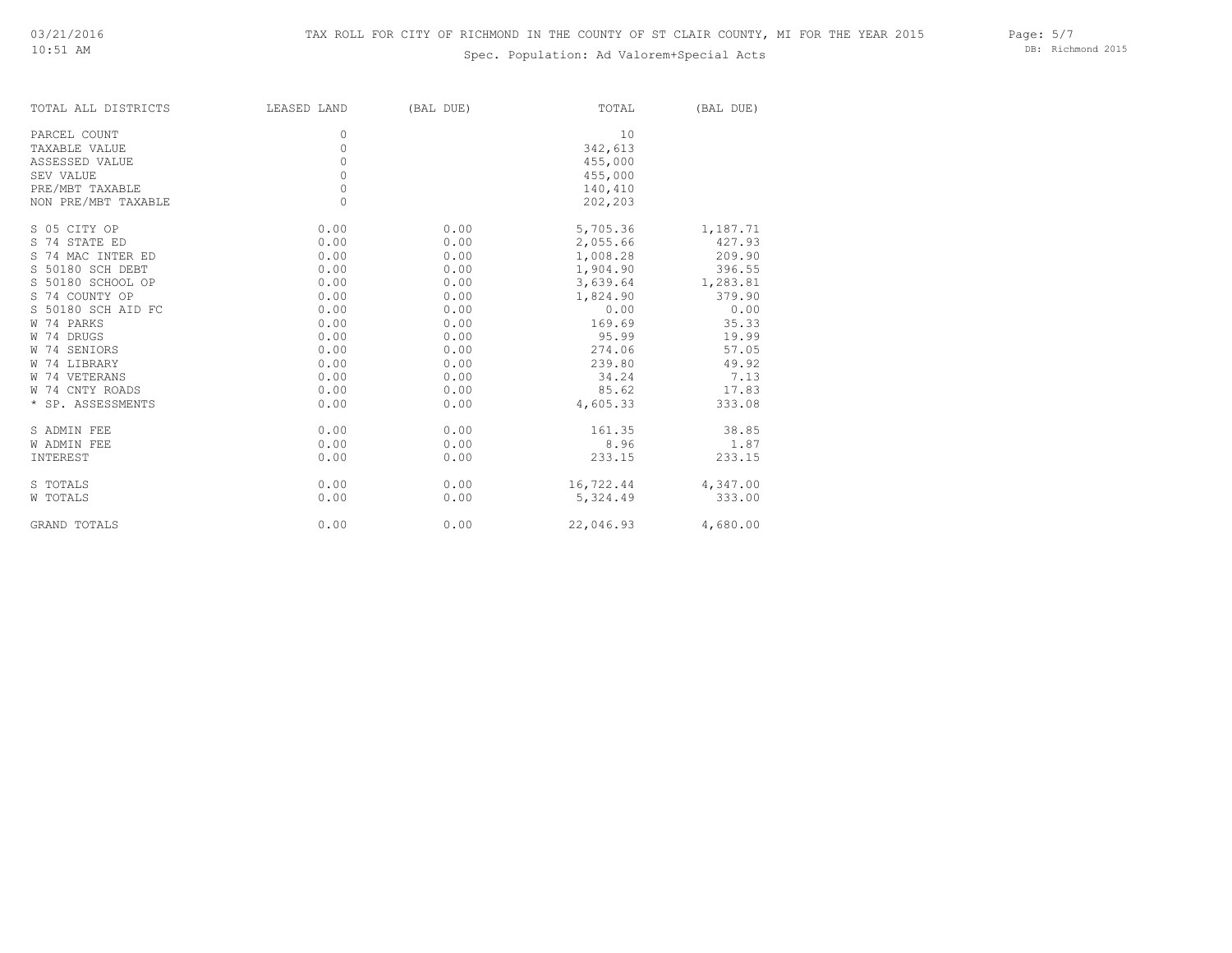# TAX ROLL FOR CITY OF RICHMOND IN THE COUNTY OF ST CLAIR COUNTY, MI FOR THE YEAR 2015

## Spec. Population: Ad Valorem+Special Acts

| TOTAL ALL DISTRICTS | LEASED LAND | (BAL DUE) | TOTAL | (BAL DUE) |
|---|---|---|---|---|
| PARCEL COUNT | 0 | | 10 | |
| TAXABLE VALUE | 0 | | 342,613 | |
| ASSESSED VALUE | 0 | | 455,000 | |
| SEV VALUE | 0 | | 455,000 | |
| PRE/MBT TAXABLE | 0 | | 140,410 | |
| NON PRE/MBT TAXABLE | 0 | | 202,203 | |
| S 05 CITY OP | 0.00 | 0.00 | 5,705.36 | 1,187.71 |
| S 74 STATE ED | 0.00 | 0.00 | 2,055.66 | 427.93 |
| S 74 MAC INTER ED | 0.00 | 0.00 | 1,008.28 | 209.90 |
| S 50180 SCH DEBT | 0.00 | 0.00 | 1,904.90 | 396.55 |
| S 50180 SCHOOL OP | 0.00 | 0.00 | 3,639.64 | 1,283.81 |
| S 74 COUNTY OP | 0.00 | 0.00 | 1,824.90 | 379.90 |
| S 50180 SCH AID FC | 0.00 | 0.00 | 0.00 | 0.00 |
| W 74 PARKS | 0.00 | 0.00 | 169.69 | 35.33 |
| W 74 DRUGS | 0.00 | 0.00 | 95.99 | 19.99 |
| W 74 SENIORS | 0.00 | 0.00 | 274.06 | 57.05 |
| W 74 LIBRARY | 0.00 | 0.00 | 239.80 | 49.92 |
| W 74 VETERANS | 0.00 | 0.00 | 34.24 | 7.13 |
| W 74 CNTY ROADS | 0.00 | 0.00 | 85.62 | 17.83 |
| * SP. ASSESSMENTS | 0.00 | 0.00 | 4,605.33 | 333.08 |
| S ADMIN FEE | 0.00 | 0.00 | 161.35 | 38.85 |
| W ADMIN FEE | 0.00 | 0.00 | 8.96 | 1.87 |
| INTEREST | 0.00 | 0.00 | 233.15 | 233.15 |
| S TOTALS | 0.00 | 0.00 | 16,722.44 | 4,347.00 |
| W TOTALS | 0.00 | 0.00 | 5,324.49 | 333.00 |
| GRAND TOTALS | 0.00 | 0.00 | 22,046.93 | 4,680.00 |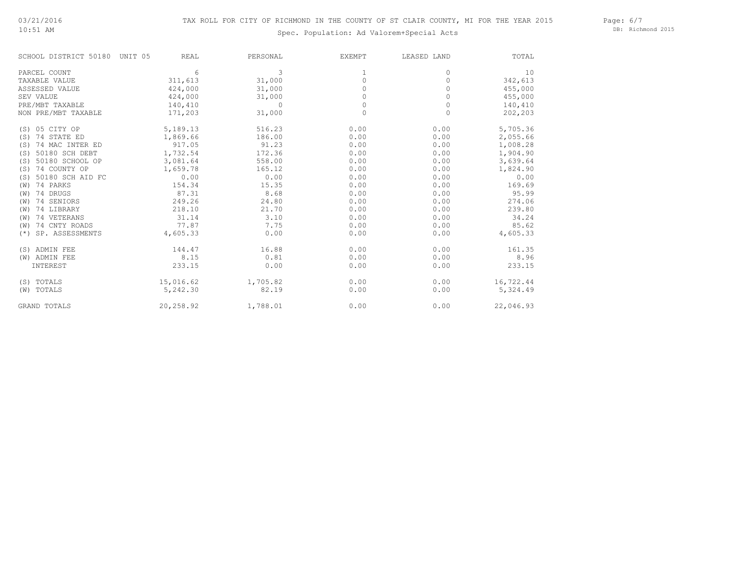TAX ROLL FOR CITY OF RICHMOND IN THE COUNTY OF ST CLAIR COUNTY, MI FOR THE YEAR 2015

Spec. Population: Ad Valorem+Special Acts

| SCHOOL DISTRICT 50180 UNIT 05 | REAL | PERSONAL | EXEMPT | LEASED LAND | TOTAL |
|---|---|---|---|---|---|
| PARCEL COUNT | 6 | 3 | 1 | 0 | 10 |
| TAXABLE VALUE | 311,613 | 31,000 | 0 | 0 | 342,613 |
| ASSESSED VALUE | 424,000 | 31,000 | 0 | 0 | 455,000 |
| SEV VALUE | 424,000 | 31,000 | 0 | 0 | 455,000 |
| PRE/MBT TAXABLE | 140,410 | 0 | 0 | 0 | 140,410 |
| NON PRE/MBT TAXABLE | 171,203 | 31,000 | 0 | 0 | 202,203 |
| (S) 05 CITY OP | 5,189.13 | 516.23 | 0.00 | 0.00 | 5,705.36 |
| (S) 74 STATE ED | 1,869.66 | 186.00 | 0.00 | 0.00 | 2,055.66 |
| (S) 74 MAC INTER ED | 917.05 | 91.23 | 0.00 | 0.00 | 1,008.28 |
| (S) 50180 SCH DEBT | 1,732.54 | 172.36 | 0.00 | 0.00 | 1,904.90 |
| (S) 50180 SCHOOL OP | 3,081.64 | 558.00 | 0.00 | 0.00 | 3,639.64 |
| (S) 74 COUNTY OP | 1,659.78 | 165.12 | 0.00 | 0.00 | 1,824.90 |
| (S) 50180 SCH AID FC | 0.00 | 0.00 | 0.00 | 0.00 | 0.00 |
| (W) 74 PARKS | 154.34 | 15.35 | 0.00 | 0.00 | 169.69 |
| (W) 74 DRUGS | 87.31 | 8.68 | 0.00 | 0.00 | 95.99 |
| (W) 74 SENIORS | 249.26 | 24.80 | 0.00 | 0.00 | 274.06 |
| (W) 74 LIBRARY | 218.10 | 21.70 | 0.00 | 0.00 | 239.80 |
| (W) 74 VETERANS | 31.14 | 3.10 | 0.00 | 0.00 | 34.24 |
| (W) 74 CNTY ROADS | 77.87 | 7.75 | 0.00 | 0.00 | 85.62 |
| (*) SP. ASSESSMENTS | 4,605.33 | 0.00 | 0.00 | 0.00 | 4,605.33 |
| (S) ADMIN FEE | 144.47 | 16.88 | 0.00 | 0.00 | 161.35 |
| (W) ADMIN FEE | 8.15 | 0.81 | 0.00 | 0.00 | 8.96 |
| INTEREST | 233.15 | 0.00 | 0.00 | 0.00 | 233.15 |
| (S) TOTALS | 15,016.62 | 1,705.82 | 0.00 | 0.00 | 16,722.44 |
| (W) TOTALS | 5,242.30 | 82.19 | 0.00 | 0.00 | 5,324.49 |
| GRAND TOTALS | 20,258.92 | 1,788.01 | 0.00 | 0.00 | 22,046.93 |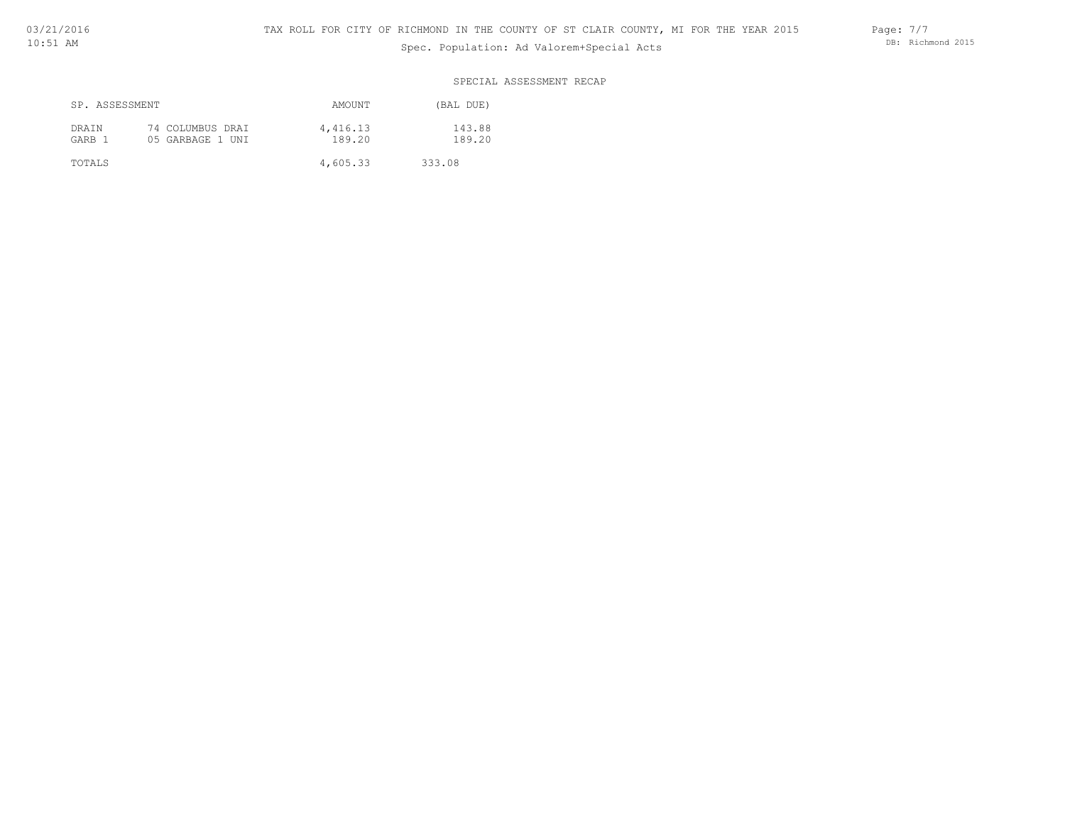TAX ROLL FOR CITY OF RICHMOND IN THE COUNTY OF ST CLAIR COUNTY, MI FOR THE YEAR 2015

Spec. Population: Ad Valorem+Special Acts

## SPECIAL ASSESSMENT RECAP

| SP. ASSESSMENT | | AMOUNT | (BAL DUE) |
|---|---|---|---|
| DRAIN | 74 COLUMBUS DRAI | 4,416.13 | 143.88 |
| GARB 1 | 05 GARBAGE 1 UNI | 189.20 | 189.20 |
| TOTALS | | 4,605.33 | 333.08 |